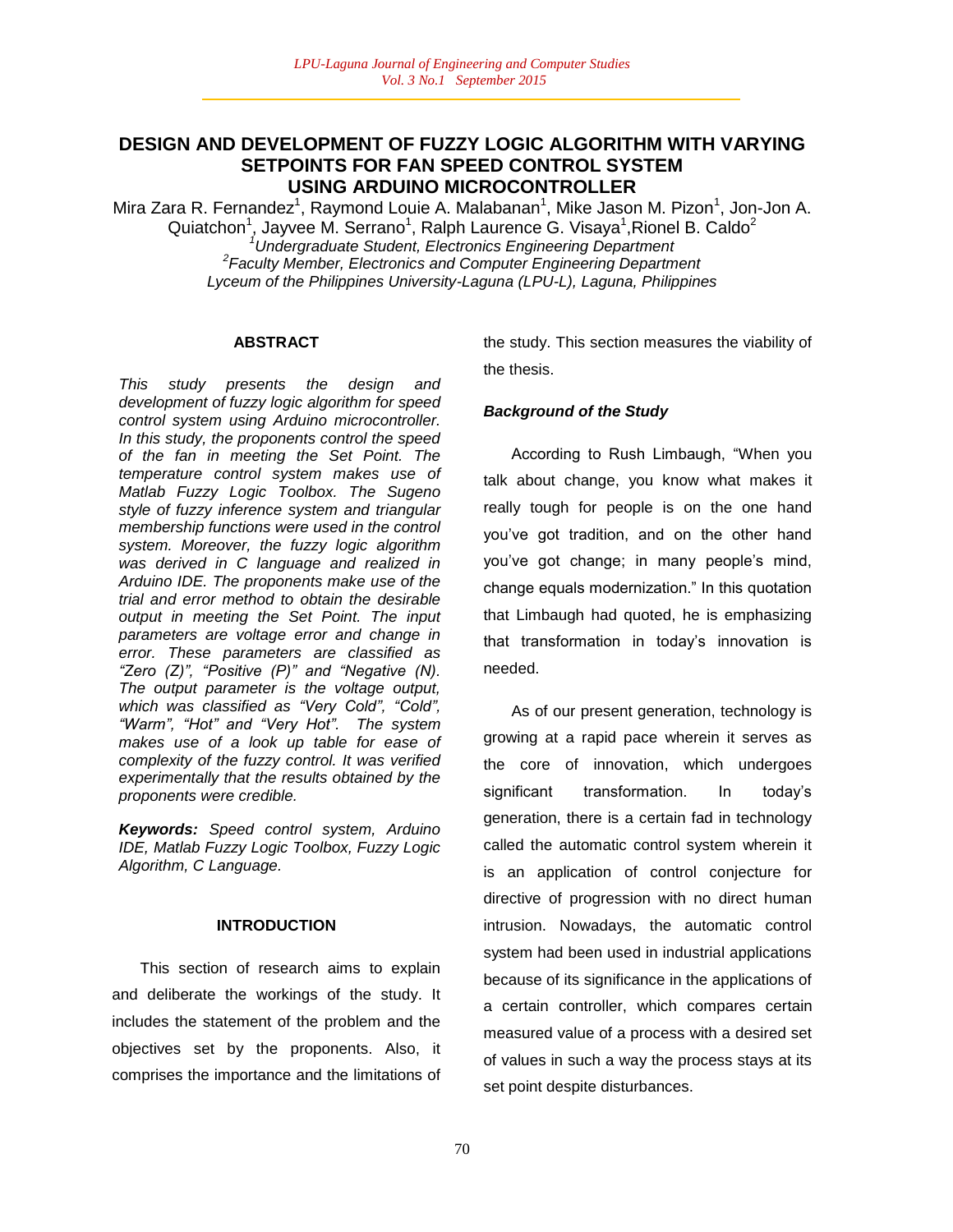# DESIGN AND DEVELOPMENT OF FUZZY LOGIC ALGORITHM WITH VARYING SETPOINTS FOR FAN SPEED CONTROL SYSTEM USING ARDUINO MICROCONTROLLER

Mira Zara R. Fernandez[1], Raymond Louie A. Malabanan[1], Mike Jason M. Pizon[1], Jon-Jon A. Quiatchon[1], Jayvee M. Serrano[1], Ralph Laurence G. Visaya[1], Rionel B. Caldo[2]

*[1]Undergraduate Student, Electronics Engineering Department*
*[2]Faculty Member, Electronics and Computer Engineering Department*
*Lyceum of the Philippines University-Laguna (LPU-L), Laguna, Philippines*

## ABSTRACT

*This study presents the design and development of fuzzy logic algorithm for speed control system using Arduino microcontroller. In this study, the proponents control the speed of the fan in meeting the Set Point. The temperature control system makes use of Matlab Fuzzy Logic Toolbox. The Sugeno style of fuzzy inference system and triangular membership functions were used in the control system. Moreover, the fuzzy logic algorithm was derived in C language and realized in Arduino IDE. The proponents make use of the trial and error method to obtain the desirable output in meeting the Set Point. The input parameters are voltage error and change in error. These parameters are classified as "Zero (Z)", "Positive (P)" and "Negative (N). The output parameter is the voltage output, which was classified as "Very Cold", "Cold", "Warm", "Hot" and "Very Hot". The system makes use of a look up table for ease of complexity of the fuzzy control. It was verified experimentally that the results obtained by the proponents were credible.*

***Keywords:*** *Speed control system, Arduino IDE, Matlab Fuzzy Logic Toolbox, Fuzzy Logic Algorithm, C Language.*

## INTRODUCTION

This section of research aims to explain and deliberate the workings of the study. It includes the statement of the problem and the objectives set by the proponents. Also, it comprises the importance and the limitations of the study. This section measures the viability of the thesis.

### *Background of the Study*

According to Rush Limbaugh, "When you talk about change, you know what makes it really tough for people is on the one hand you've got tradition, and on the other hand you've got change; in many people's mind, change equals modernization." In this quotation that Limbaugh had quoted, he is emphasizing that transformation in today's innovation is needed.

As of our present generation, technology is growing at a rapid pace wherein it serves as the core of innovation, which undergoes significant transformation. In today's generation, there is a certain fad in technology called the automatic control system wherein it is an application of control conjecture for directive of progression with no direct human intrusion. Nowadays, the automatic control system had been used in industrial applications because of its significance in the applications of a certain controller, which compares certain measured value of a process with a desired set of values in such a way the process stays at its set point despite disturbances.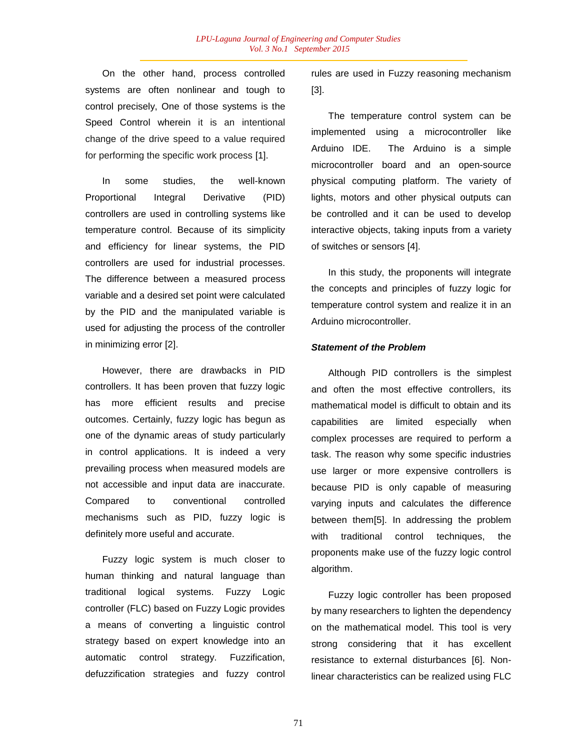On the other hand, process controlled systems are often nonlinear and tough to control precisely, One of those systems is the Speed Control wherein it is an intentional change of the drive speed to a value required for performing the specific work process [1].

In some studies, the well-known Proportional Integral Derivative (PID) controllers are used in controlling systems like temperature control. Because of its simplicity and efficiency for linear systems, the PID controllers are used for industrial processes. The difference between a measured process variable and a desired set point were calculated by the PID and the manipulated variable is used for adjusting the process of the controller in minimizing error [2].

However, there are drawbacks in PID controllers. It has been proven that fuzzy logic has more efficient results and precise outcomes. Certainly, fuzzy logic has begun as one of the dynamic areas of study particularly in control applications. It is indeed a very prevailing process when measured models are not accessible and input data are inaccurate. Compared to conventional controlled mechanisms such as PID, fuzzy logic is definitely more useful and accurate.

Fuzzy logic system is much closer to human thinking and natural language than traditional logical systems. Fuzzy Logic controller (FLC) based on Fuzzy Logic provides a means of converting a linguistic control strategy based on expert knowledge into an automatic control strategy. Fuzzification, defuzzification strategies and fuzzy control rules are used in Fuzzy reasoning mechanism [3].

The temperature control system can be implemented using a microcontroller like Arduino IDE. The Arduino is a simple microcontroller board and an open-source physical computing platform. The variety of lights, motors and other physical outputs can be controlled and it can be used to develop interactive objects, taking inputs from a variety of switches or sensors [4].

In this study, the proponents will integrate the concepts and principles of fuzzy logic for temperature control system and realize it in an Arduino microcontroller.

***Statement of the Problem***

Although PID controllers is the simplest and often the most effective controllers, its mathematical model is difficult to obtain and its capabilities are limited especially when complex processes are required to perform a task. The reason why some specific industries use larger or more expensive controllers is because PID is only capable of measuring varying inputs and calculates the difference between them[5]. In addressing the problem with traditional control techniques, the proponents make use of the fuzzy logic control algorithm.

Fuzzy logic controller has been proposed by many researchers to lighten the dependency on the mathematical model. This tool is very strong considering that it has excellent resistance to external disturbances [6]. Non-linear characteristics can be realized using FLC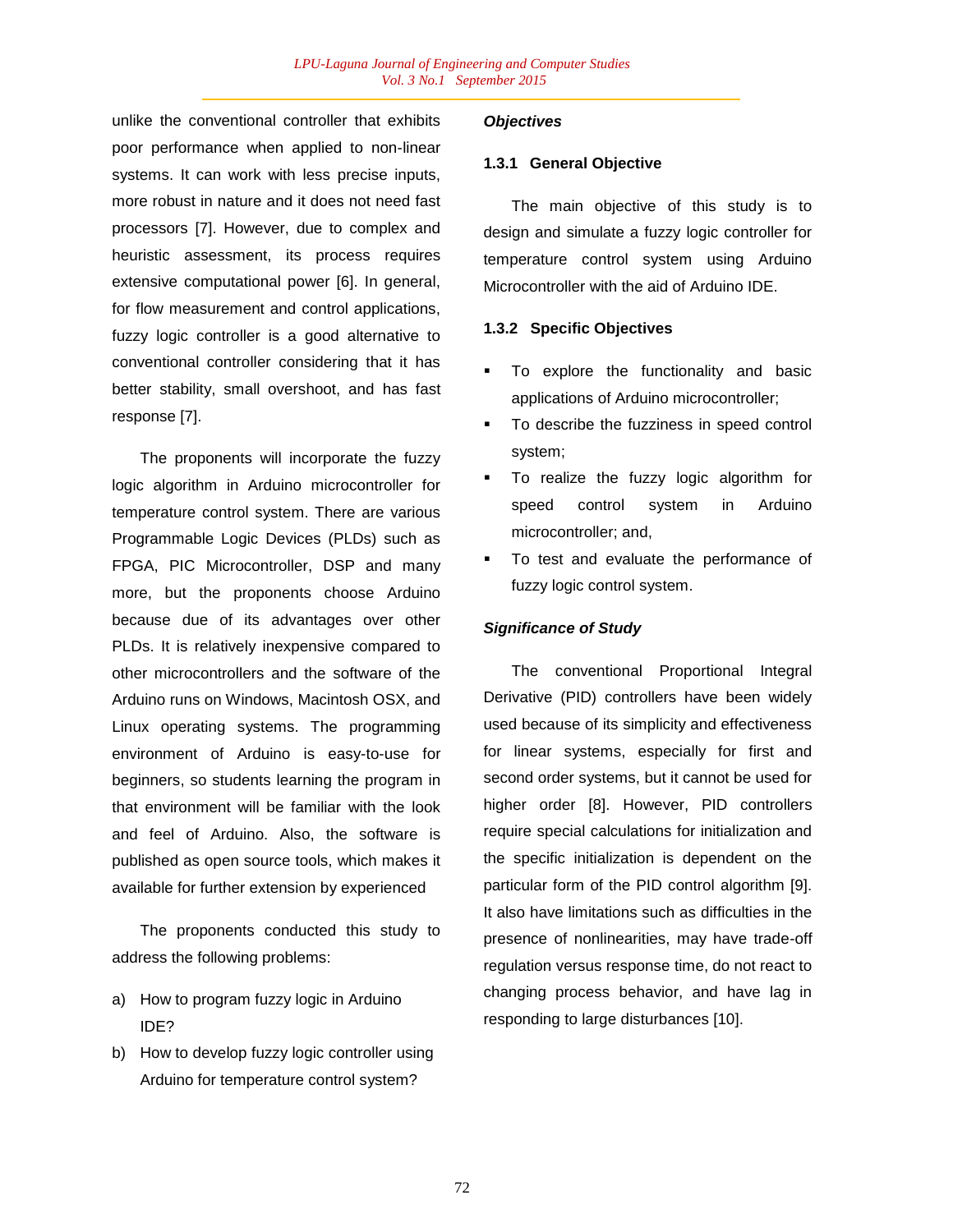unlike the conventional controller that exhibits poor performance when applied to non-linear systems. It can work with less precise inputs, more robust in nature and it does not need fast processors [7]. However, due to complex and heuristic assessment, its process requires extensive computational power [6]. In general, for flow measurement and control applications, fuzzy logic controller is a good alternative to conventional controller considering that it has better stability, small overshoot, and has fast response [7].

The proponents will incorporate the fuzzy logic algorithm in Arduino microcontroller for temperature control system. There are various Programmable Logic Devices (PLDs) such as FPGA, PIC Microcontroller, DSP and many more, but the proponents choose Arduino because due of its advantages over other PLDs. It is relatively inexpensive compared to other microcontrollers and the software of the Arduino runs on Windows, Macintosh OSX, and Linux operating systems. The programming environment of Arduino is easy-to-use for beginners, so students learning the program in that environment will be familiar with the look and feel of Arduino. Also, the software is published as open source tools, which makes it available for further extension by experienced

The proponents conducted this study to address the following problems:

a) How to program fuzzy logic in Arduino IDE?
b) How to develop fuzzy logic controller using Arduino for temperature control system?

### *Objectives*

#### 1.3.1 General Objective

The main objective of this study is to design and simulate a fuzzy logic controller for temperature control system using Arduino Microcontroller with the aid of Arduino IDE.

#### 1.3.2 Specific Objectives

- To explore the functionality and basic applications of Arduino microcontroller;
- To describe the fuzziness in speed control system;
- To realize the fuzzy logic algorithm for speed control system in Arduino microcontroller; and,
- To test and evaluate the performance of fuzzy logic control system.

### *Significance of Study*

The conventional Proportional Integral Derivative (PID) controllers have been widely used because of its simplicity and effectiveness for linear systems, especially for first and second order systems, but it cannot be used for higher order [8]. However, PID controllers require special calculations for initialization and the specific initialization is dependent on the particular form of the PID control algorithm [9]. It also have limitations such as difficulties in the presence of nonlinearities, may have trade-off regulation versus response time, do not react to changing process behavior, and have lag in responding to large disturbances [10].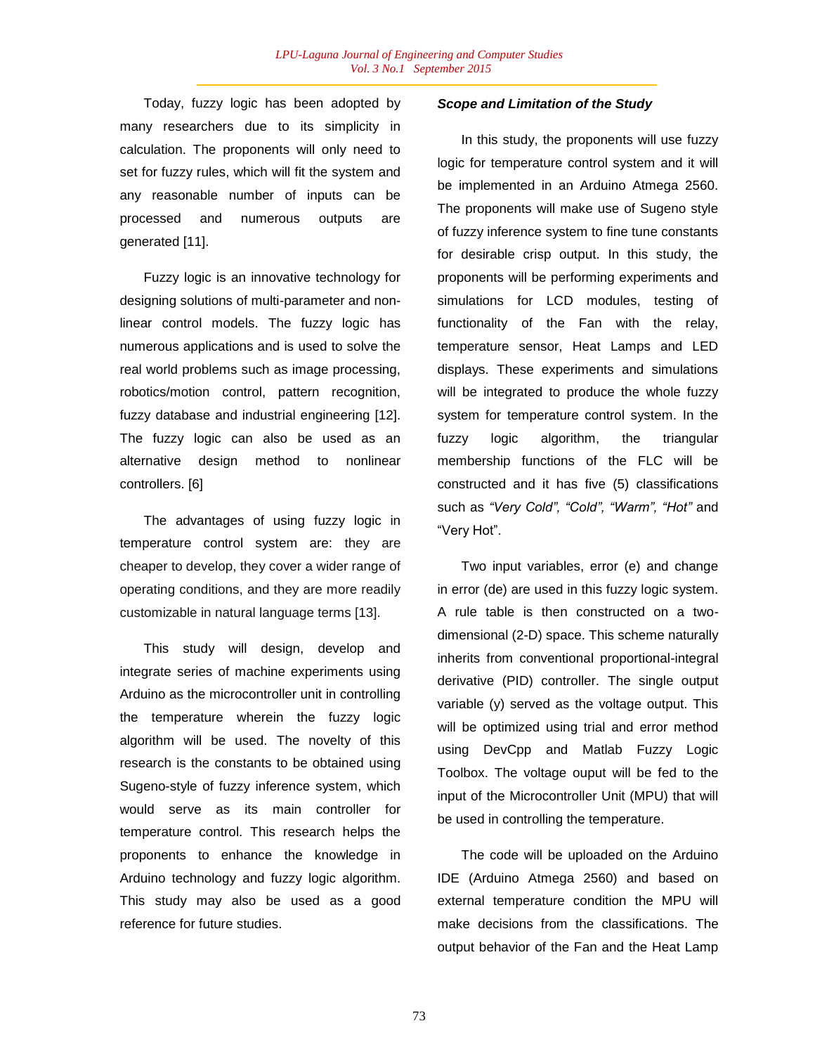Today, fuzzy logic has been adopted by many researchers due to its simplicity in calculation. The proponents will only need to set for fuzzy rules, which will fit the system and any reasonable number of inputs can be processed and numerous outputs are generated [11].

Fuzzy logic is an innovative technology for designing solutions of multi-parameter and non-linear control models. The fuzzy logic has numerous applications and is used to solve the real world problems such as image processing, robotics/motion control, pattern recognition, fuzzy database and industrial engineering [12]. The fuzzy logic can also be used as an alternative design method to nonlinear controllers. [6]

The advantages of using fuzzy logic in temperature control system are: they are cheaper to develop, they cover a wider range of operating conditions, and they are more readily customizable in natural language terms [13].

This study will design, develop and integrate series of machine experiments using Arduino as the microcontroller unit in controlling the temperature wherein the fuzzy logic algorithm will be used. The novelty of this research is the constants to be obtained using Sugeno-style of fuzzy inference system, which would serve as its main controller for temperature control. This research helps the proponents to enhance the knowledge in Arduino technology and fuzzy logic algorithm. This study may also be used as a good reference for future studies.

***Scope and Limitation of the Study***

In this study, the proponents will use fuzzy logic for temperature control system and it will be implemented in an Arduino Atmega 2560. The proponents will make use of Sugeno style of fuzzy inference system to fine tune constants for desirable crisp output. In this study, the proponents will be performing experiments and simulations for LCD modules, testing of functionality of the Fan with the relay, temperature sensor, Heat Lamps and LED displays. These experiments and simulations will be integrated to produce the whole fuzzy system for temperature control system. In the fuzzy logic algorithm, the triangular membership functions of the FLC will be constructed and it has five (5) classifications such as *"Very Cold", "Cold", "Warm", "Hot"* and "Very Hot".

Two input variables, error (e) and change in error (de) are used in this fuzzy logic system. A rule table is then constructed on a two-dimensional (2-D) space. This scheme naturally inherits from conventional proportional-integral derivative (PID) controller. The single output variable (y) served as the voltage output. This will be optimized using trial and error method using DevCpp and Matlab Fuzzy Logic Toolbox. The voltage ouput will be fed to the input of the Microcontroller Unit (MPU) that will be used in controlling the temperature.

The code will be uploaded on the Arduino IDE (Arduino Atmega 2560) and based on external temperature condition the MPU will make decisions from the classifications. The output behavior of the Fan and the Heat Lamp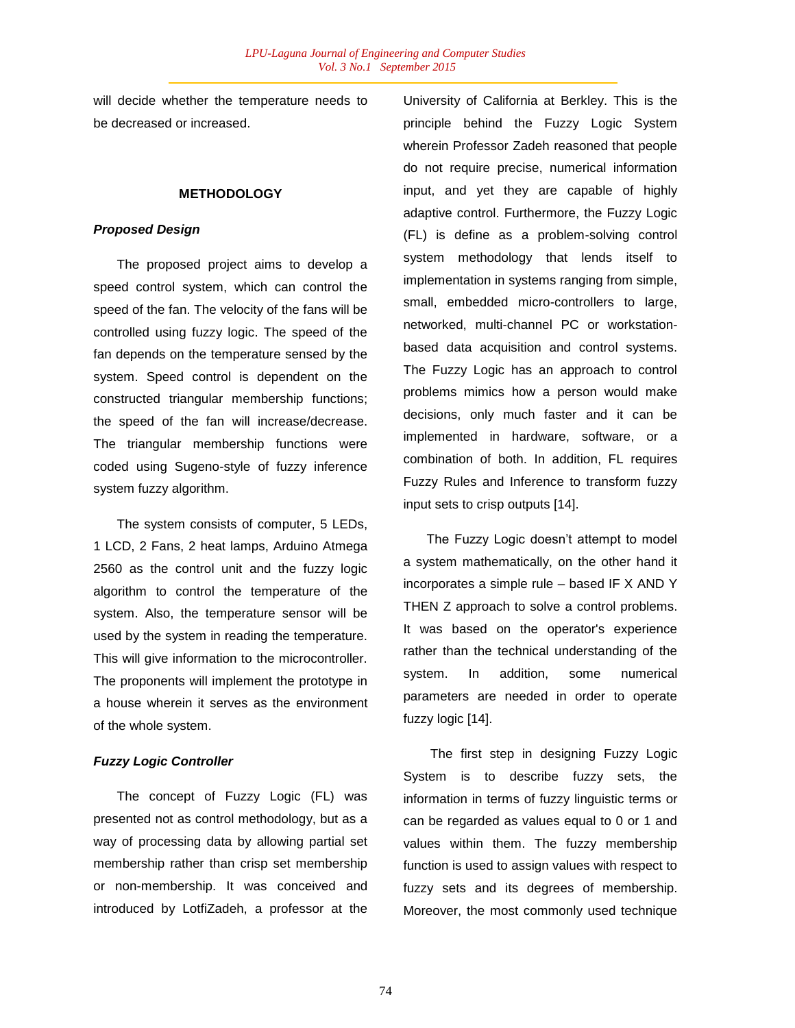will decide whether the temperature needs to be decreased or increased.

## METHODOLOGY

### *Proposed Design*

The proposed project aims to develop a speed control system, which can control the speed of the fan. The velocity of the fans will be controlled using fuzzy logic. The speed of the fan depends on the temperature sensed by the system. Speed control is dependent on the constructed triangular membership functions; the speed of the fan will increase/decrease. The triangular membership functions were coded using Sugeno-style of fuzzy inference system fuzzy algorithm.

The system consists of computer, 5 LEDs, 1 LCD, 2 Fans, 2 heat lamps, Arduino Atmega 2560 as the control unit and the fuzzy logic algorithm to control the temperature of the system. Also, the temperature sensor will be used by the system in reading the temperature. This will give information to the microcontroller. The proponents will implement the prototype in a house wherein it serves as the environment of the whole system.

### *Fuzzy Logic Controller*

The concept of Fuzzy Logic (FL) was presented not as control methodology, but as a way of processing data by allowing partial set membership rather than crisp set membership or non-membership. It was conceived and introduced by LotfiZadeh, a professor at the University of California at Berkley. This is the principle behind the Fuzzy Logic System wherein Professor Zadeh reasoned that people do not require precise, numerical information input, and yet they are capable of highly adaptive control. Furthermore, the Fuzzy Logic (FL) is define as a problem-solving control system methodology that lends itself to implementation in systems ranging from simple, small, embedded micro-controllers to large, networked, multi-channel PC or workstation-based data acquisition and control systems. The Fuzzy Logic has an approach to control problems mimics how a person would make decisions, only much faster and it can be implemented in hardware, software, or a combination of both. In addition, FL requires Fuzzy Rules and Inference to transform fuzzy input sets to crisp outputs [14].

The Fuzzy Logic doesn't attempt to model a system mathematically, on the other hand it incorporates a simple rule – based IF X AND Y THEN Z approach to solve a control problems. It was based on the operator's experience rather than the technical understanding of the system. In addition, some numerical parameters are needed in order to operate fuzzy logic [14].

The first step in designing Fuzzy Logic System is to describe fuzzy sets, the information in terms of fuzzy linguistic terms or can be regarded as values equal to 0 or 1 and values within them. The fuzzy membership function is used to assign values with respect to fuzzy sets and its degrees of membership. Moreover, the most commonly used technique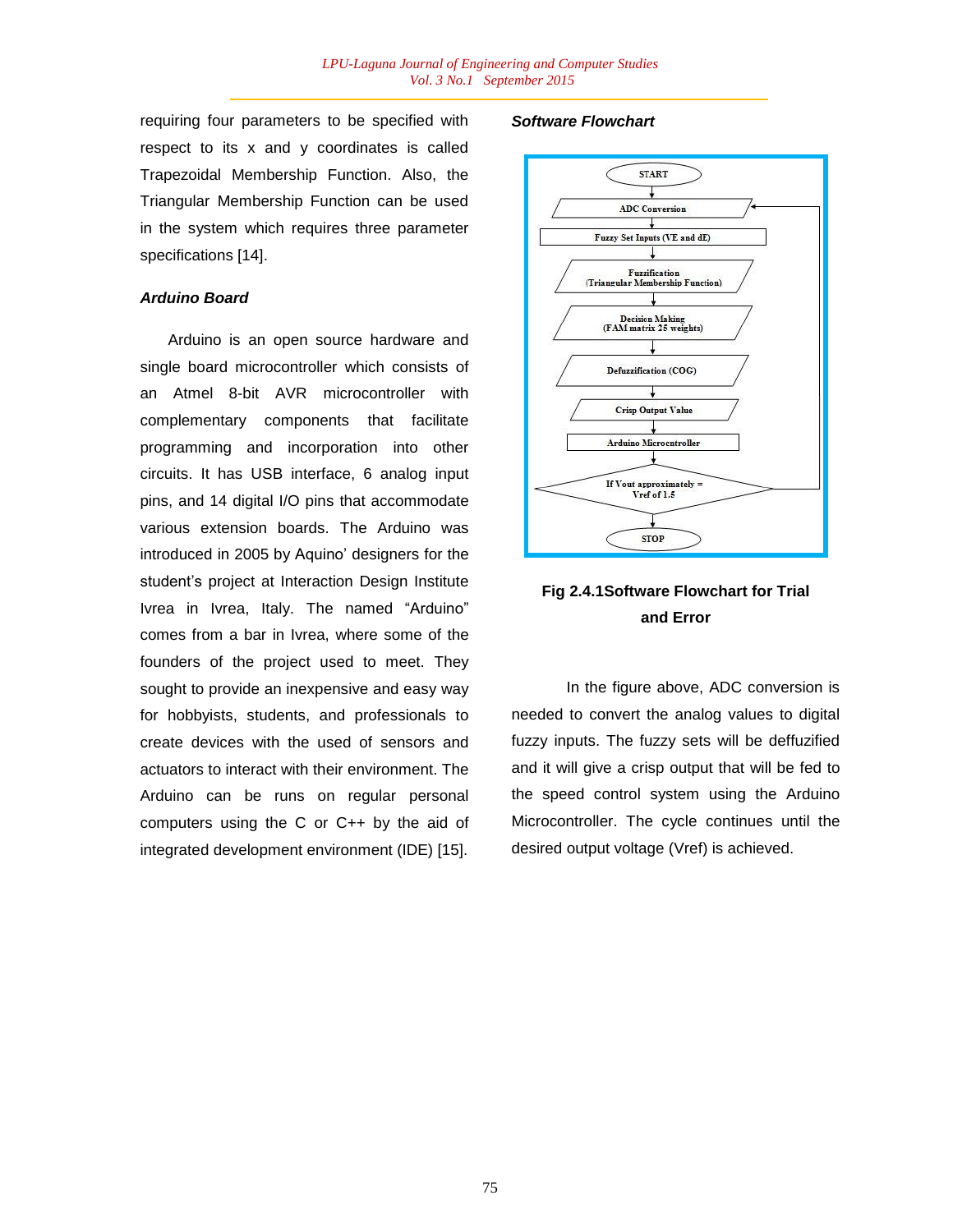requiring four parameters to be specified with respect to its x and y coordinates is called Trapezoidal Membership Function. Also, the Triangular Membership Function can be used in the system which requires three parameter specifications [14].

### *Arduino Board*

Arduino is an open source hardware and single board microcontroller which consists of an Atmel 8-bit AVR microcontroller with complementary components that facilitate programming and incorporation into other circuits. It has USB interface, 6 analog input pins, and 14 digital I/O pins that accommodate various extension boards. The Arduino was introduced in 2005 by Aquino' designers for the student's project at Interaction Design Institute Ivrea in Ivrea, Italy. The named "Arduino" comes from a bar in Ivrea, where some of the founders of the project used to meet. They sought to provide an inexpensive and easy way for hobbyists, students, and professionals to create devices with the used of sensors and actuators to interact with their environment. The Arduino can be runs on regular personal computers using the C or C++ by the aid of integrated development environment (IDE) [15].

### *Software Flowchart*

START

ADC Conversion

Fuzzy Set Inputs (VE and dE)

Fuzzification (Triangular Membership Function)

Decision Making (FAM matrix 25 weights)

Defuzzification (COG)

Crisp Output Value

Arduino Microcontroller

If Vout approximately = Vref of 1.5

STOP

**Fig 2.4.1Software Flowchart for Trial and Error**

In the figure above, ADC conversion is needed to convert the analog values to digital fuzzy inputs. The fuzzy sets will be deffuzified and it will give a crisp output that will be fed to the speed control system using the Arduino Microcontroller. The cycle continues until the desired output voltage (Vref) is achieved.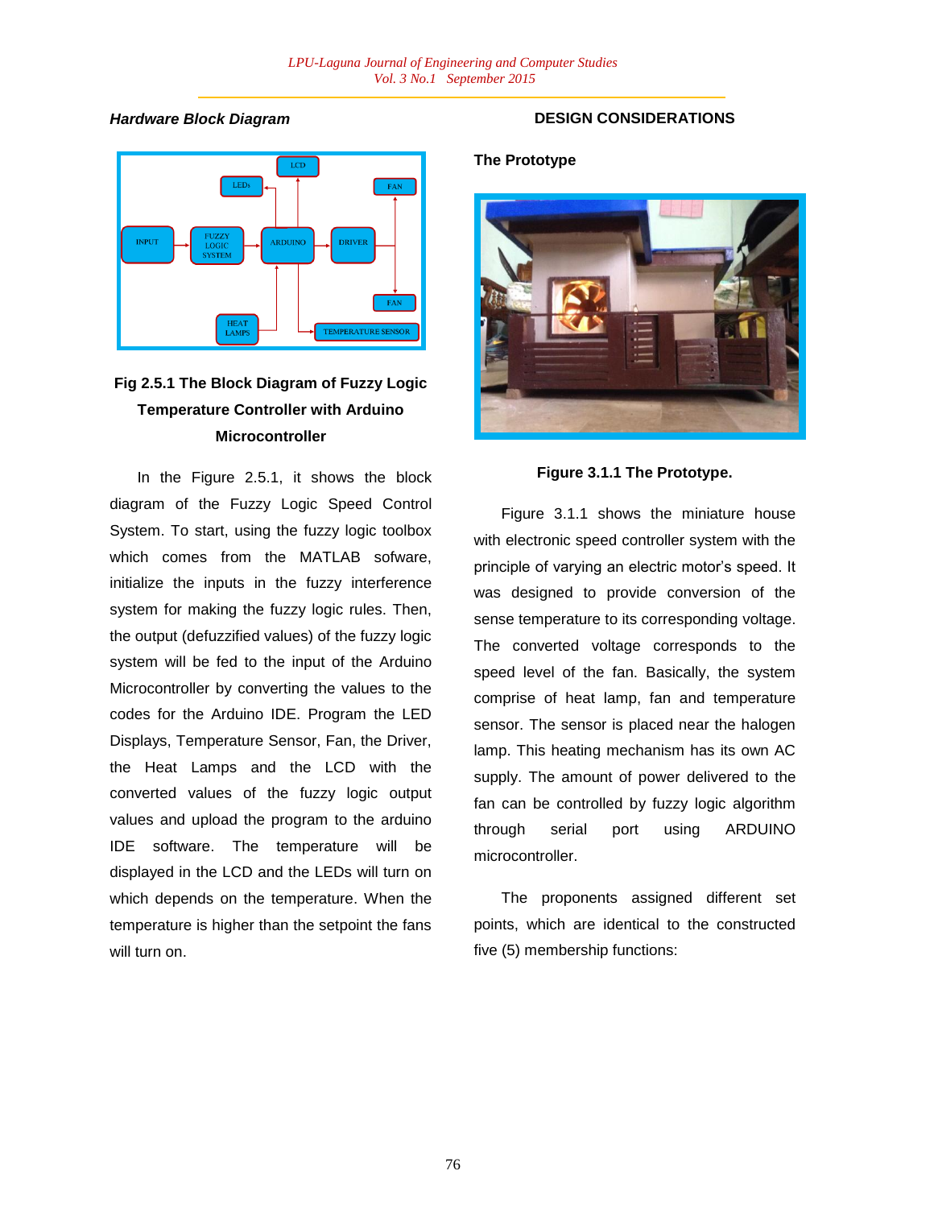### *Hardware Block Diagram*

**Fig 2.5.1 The Block Diagram of Fuzzy Logic Temperature Controller with Arduino Microcontroller**

In the Figure 2.5.1, it shows the block diagram of the Fuzzy Logic Speed Control System. To start, using the fuzzy logic toolbox which comes from the MATLAB sofware, initialize the inputs in the fuzzy interference system for making the fuzzy logic rules. Then, the output (defuzzified values) of the fuzzy logic system will be fed to the input of the Arduino Microcontroller by converting the values to the codes for the Arduino IDE. Program the LED Displays, Temperature Sensor, Fan, the Driver, the Heat Lamps and the LCD with the converted values of the fuzzy logic output values and upload the program to the arduino IDE software. The temperature will be displayed in the LCD and the LEDs will turn on which depends on the temperature. When the temperature is higher than the setpoint the fans will turn on.

## DESIGN CONSIDERATIONS

### The Prototype

**Figure 3.1.1 The Prototype.**

Figure 3.1.1 shows the miniature house with electronic speed controller system with the principle of varying an electric motor's speed. It was designed to provide conversion of the sense temperature to its corresponding voltage. The converted voltage corresponds to the speed level of the fan. Basically, the system comprise of heat lamp, fan and temperature sensor. The sensor is placed near the halogen lamp. This heating mechanism has its own AC supply. The amount of power delivered to the fan can be controlled by fuzzy logic algorithm through serial port using ARDUINO microcontroller.

The proponents assigned different set points, which are identical to the constructed five (5) membership functions: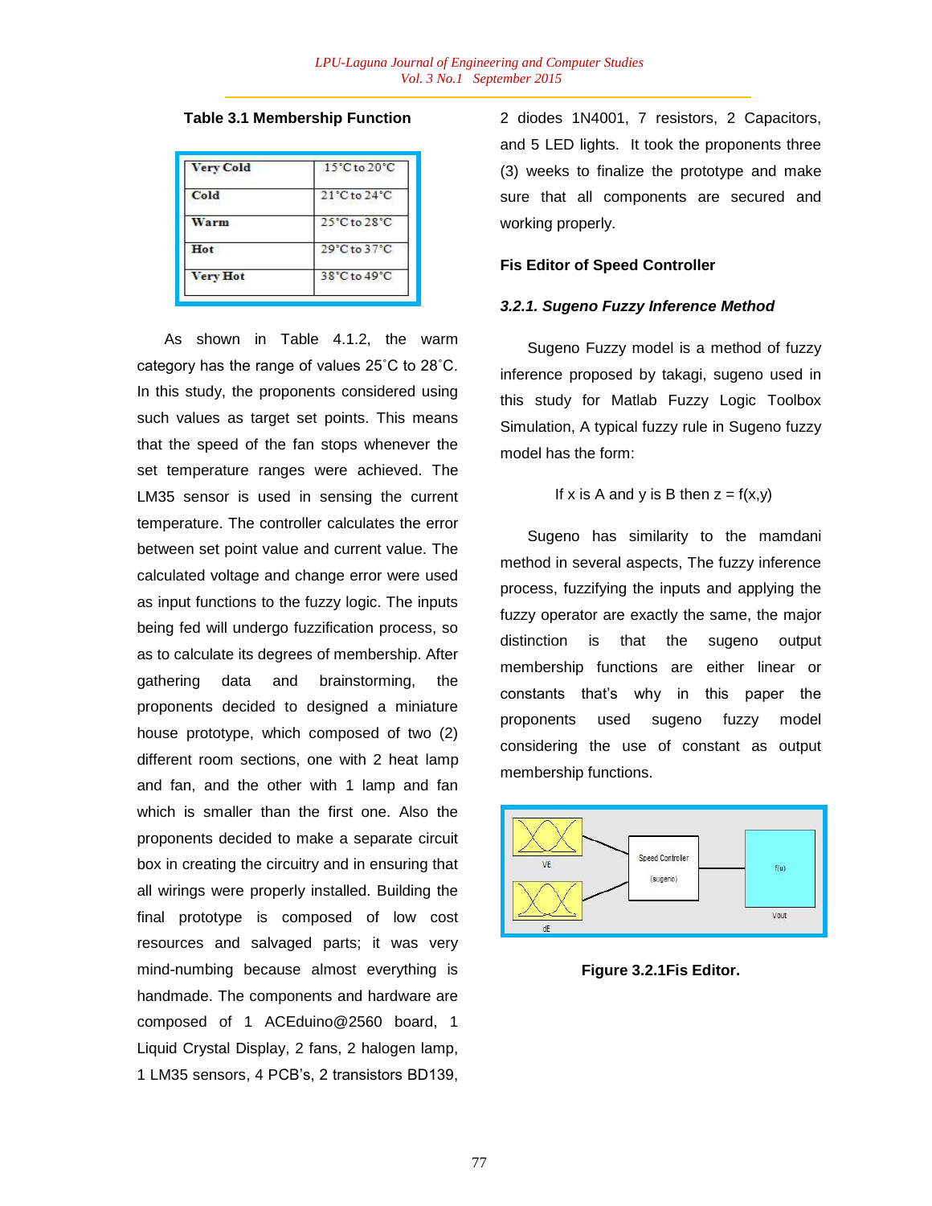**Table 3.1 Membership Function**

| Very Cold | 15°C to 20°C |
|---|---|
| Cold | 21°C to 24°C |
| Warm | 25°C to 28°C |
| Hot | 29°C to 37°C |
| Very Hot | 38°C to 49°C |

As shown in Table 4.1.2, the warm category has the range of values 25˚C to 28˚C. In this study, the proponents considered using such values as target set points. This means that the speed of the fan stops whenever the set temperature ranges were achieved. The LM35 sensor is used in sensing the current temperature. The controller calculates the error between set point value and current value. The calculated voltage and change error were used as input functions to the fuzzy logic. The inputs being fed will undergo fuzzification process, so as to calculate its degrees of membership. After gathering data and brainstorming, the proponents decided to designed a miniature house prototype, which composed of two (2) different room sections, one with 2 heat lamp and fan, and the other with 1 lamp and fan which is smaller than the first one. Also the proponents decided to make a separate circuit box in creating the circuitry and in ensuring that all wirings were properly installed. Building the final prototype is composed of low cost resources and salvaged parts; it was very mind-numbing because almost everything is handmade. The components and hardware are composed of 1 ACEduino@2560 board, 1 Liquid Crystal Display, 2 fans, 2 halogen lamp, 1 LM35 sensors, 4 PCB's, 2 transistors BD139, 2 diodes 1N4001, 7 resistors, 2 Capacitors, and 5 LED lights. It took the proponents three (3) weeks to finalize the prototype and make sure that all components are secured and working properly.

**Fis Editor of Speed Controller**

### *3.2.1. Sugeno Fuzzy Inference Method*

Sugeno Fuzzy model is a method of fuzzy inference proposed by takagi, sugeno used in this study for Matlab Fuzzy Logic Toolbox Simulation, A typical fuzzy rule in Sugeno fuzzy model has the form:

If x is A and y is B then z = f(x,y)

Sugeno has similarity to the mamdani method in several aspects, The fuzzy inference process, fuzzifying the inputs and applying the fuzzy operator are exactly the same, the major distinction is that the sugeno output membership functions are either linear or constants that's why in this paper the proponents used sugeno fuzzy model considering the use of constant as output membership functions.

**Figure 3.2.1Fis Editor.**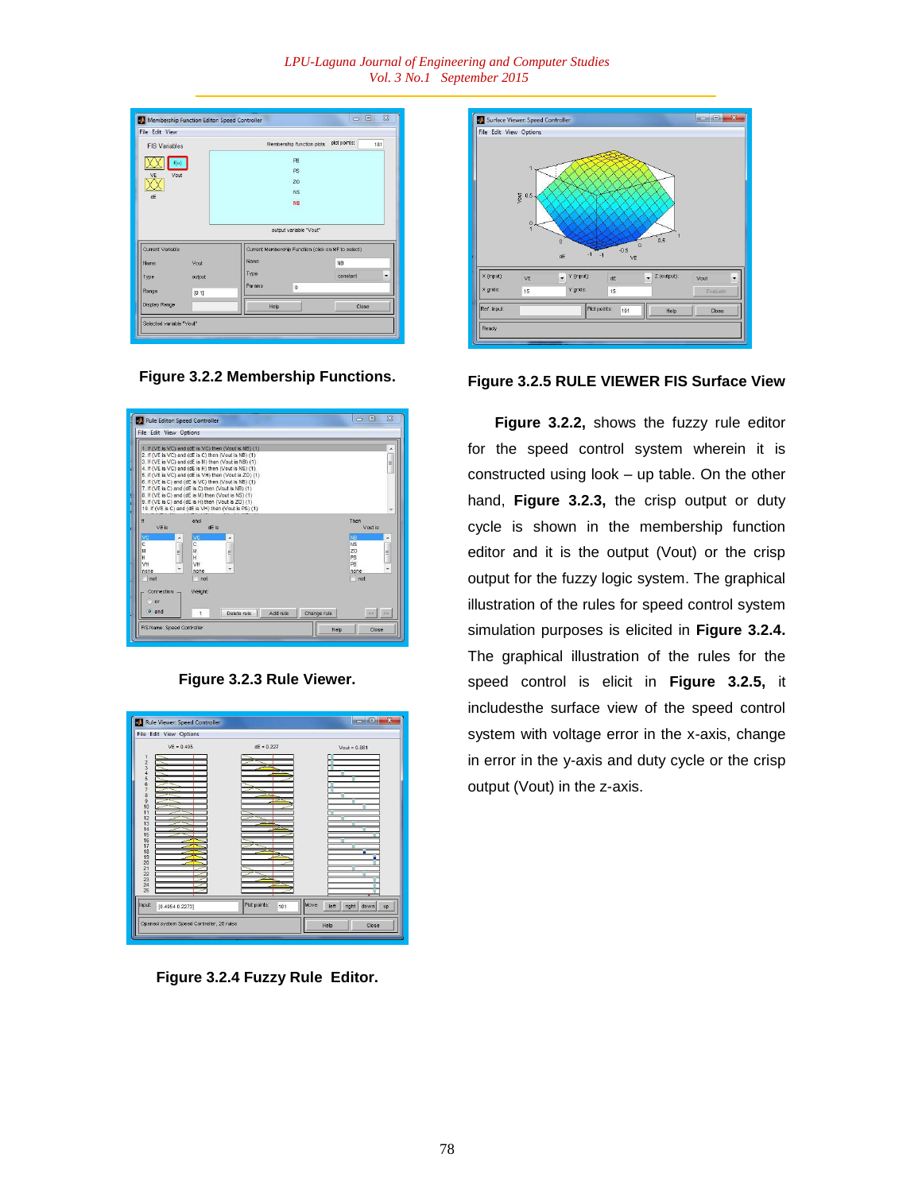**Figure 3.2.2 Membership Functions.**

**Figure 3.2.3 Rule Viewer.**

**Figure 3.2.4 Fuzzy Rule Editor.**

**Figure 3.2.5 RULE VIEWER FIS Surface View**

**Figure 3.2.2,** shows the fuzzy rule editor for the speed control system wherein it is constructed using look – up table. On the other hand, **Figure 3.2.3,** the crisp output or duty cycle is shown in the membership function editor and it is the output (Vout) or the crisp output for the fuzzy logic system. The graphical illustration of the rules for speed control system simulation purposes is elicited in **Figure 3.2.4.** The graphical illustration of the rules for the speed control is elicit in **Figure 3.2.5,** it includesthe surface view of the speed control system with voltage error in the x-axis, change in error in the y-axis and duty cycle or the crisp output (Vout) in the z-axis.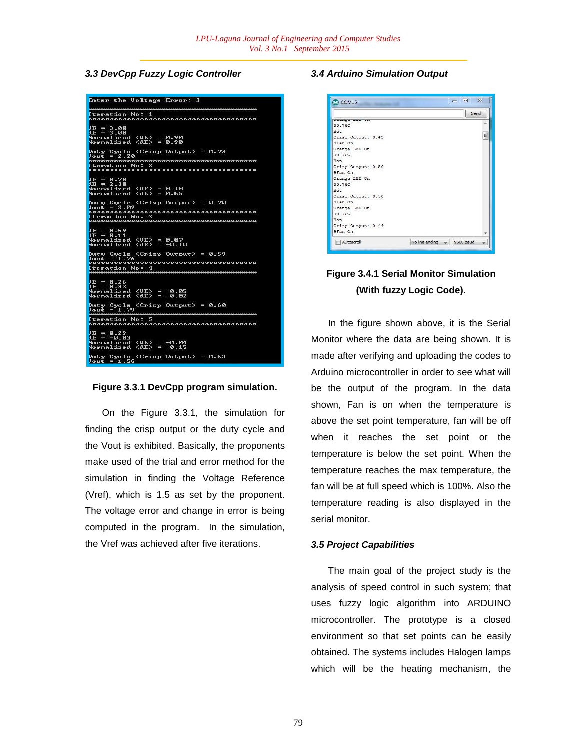### 3.3 DevCpp Fuzzy Logic Controller

```
Enter the Voltage Error: 3
****************************************
Iteration No: 1
****************************************

VE = 3.00
dE = 3.00
Normalized (VE) = 0.90
Normalized (dE) = 0.90

Duty Cycle (Crisp Output) = 0.73
Vout = 2.20
****************************************
Iteration No: 2
****************************************

VE = 0.70
dE = 2.30
Normalized (VE) = 0.10
Normalized (dE) = 0.65

Duty Cycle (Crisp Output) = 0.70
Vout = 2.09
****************************************
Iteration No: 3
****************************************

VE = 0.59
dE = 0.11
Normalized (VE) = 0.07
Normalized (dE) = -0.10

Duty Cycle (Crisp Output) = 0.59
Vout = 1.76
****************************************
Iteration No: 4
****************************************

VE = 0.26
dE = 0.33
Normalized (VE) = -0.05
Normalized (dE) = -0.02

Duty Cycle (Crisp Output) = 0.60
Vout = 1.79
****************************************
Iteration No: 5
****************************************

VE = 0.29
dE = -0.03
Normalized (VE) = -0.04
Normalized (dE) = -0.15

Duty Cycle (Crisp Output) = 0.52
Vout = 1.56
```

**Figure 3.3.1 DevCpp program simulation.**

On the Figure 3.3.1, the simulation for finding the crisp output or the duty cycle and the Vout is exhibited. Basically, the proponents make used of the trial and error method for the simulation in finding the Voltage Reference (Vref), which is 1.5 as set by the proponent. The voltage error and change in error is being computed in the program. In the simulation, the Vref was achieved after five iterations.

### 3.4 Arduino Simulation Output

```
COM15
Orange LED On
30.76C
Hot
Crisp Output: 0.49
%Fan On
Orange LED On
30.76C
Hot
Crisp Output: 0.50
%Fan On
Orange LED On
30.76C
Hot
Crisp Output: 0.50
%Fan On
Orange LED On
30.76C
Hot
Crisp Output: 0.49
%Fan On
```

**Figure 3.4.1 Serial Monitor Simulation (With fuzzy Logic Code).**

In the figure shown above, it is the Serial Monitor where the data are being shown. It is made after verifying and uploading the codes to Arduino microcontroller in order to see what will be the output of the program. In the data shown, Fan is on when the temperature is above the set point temperature, fan will be off when it reaches the set point or the temperature is below the set point. When the temperature reaches the max temperature, the fan will be at full speed which is 100%. Also the temperature reading is also displayed in the serial monitor.

### 3.5 Project Capabilities

The main goal of the project study is the analysis of speed control in such system; that uses fuzzy logic algorithm into ARDUINO microcontroller. The prototype is a closed environment so that set points can be easily obtained. The systems includes Halogen lamps which will be the heating mechanism, the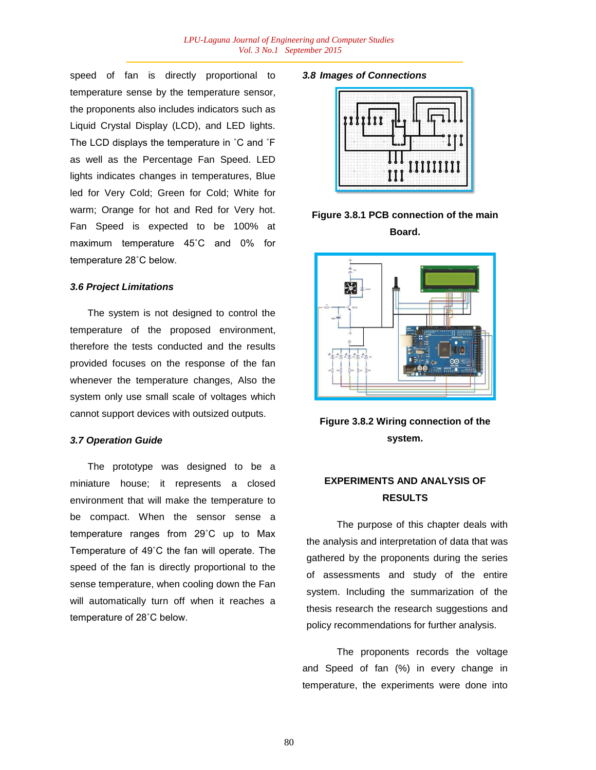speed of fan is directly proportional to temperature sense by the temperature sensor, the proponents also includes indicators such as Liquid Crystal Display (LCD), and LED lights. The LCD displays the temperature in ˚C and ˚F as well as the Percentage Fan Speed. LED lights indicates changes in temperatures, Blue led for Very Cold; Green for Cold; White for warm; Orange for hot and Red for Very hot. Fan Speed is expected to be 100% at maximum temperature 45˚C and 0% for temperature 28˚C below.

### *3.6 Project Limitations*

The system is not designed to control the temperature of the proposed environment, therefore the tests conducted and the results provided focuses on the response of the fan whenever the temperature changes, Also the system only use small scale of voltages which cannot support devices with outsized outputs.

### *3.7 Operation Guide*

The prototype was designed to be a miniature house; it represents a closed environment that will make the temperature to be compact. When the sensor sense a temperature ranges from 29˚C up to Max Temperature of 49˚C the fan will operate. The speed of the fan is directly proportional to the sense temperature, when cooling down the Fan will automatically turn off when it reaches a temperature of 28˚C below.

### *3.8 Images of Connections*

**Figure 3.8.1 PCB connection of the main Board.**

**Figure 3.8.2 Wiring connection of the system.**

## EXPERIMENTS AND ANALYSIS OF RESULTS

The purpose of this chapter deals with the analysis and interpretation of data that was gathered by the proponents during the series of assessments and study of the entire system. Including the summarization of the thesis research the research suggestions and policy recommendations for further analysis.

The proponents records the voltage and Speed of fan (%) in every change in temperature, the experiments were done into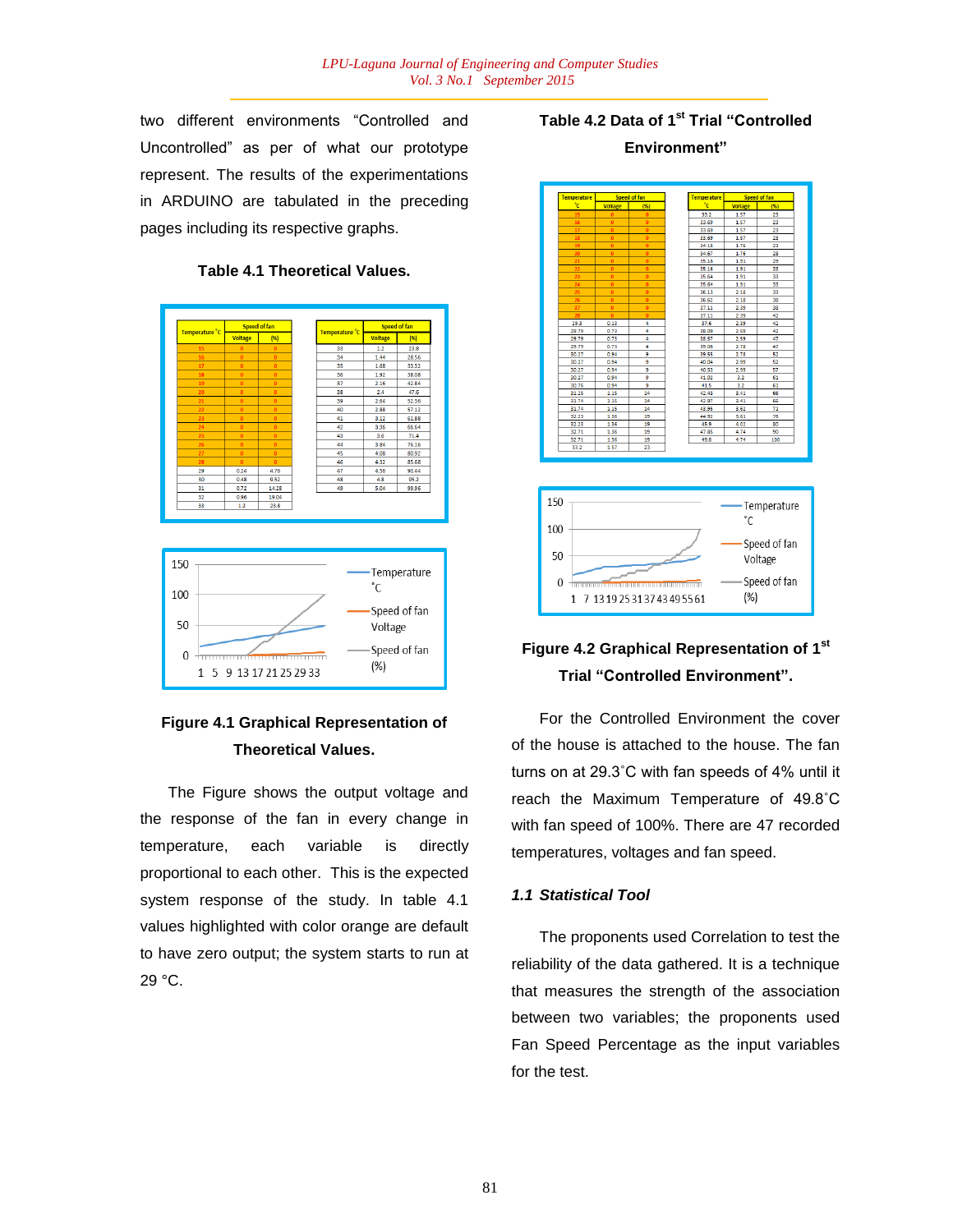two different environments "Controlled and Uncontrolled" as per of what our prototype represent. The results of the experimentations in ARDUINO are tabulated in the preceding pages including its respective graphs.

**Table 4.1 Theoretical Values.**

| Temperature °C | Speed of fan | |
|---|---|---|
| | Voltage | (%) |
| 15 | 0 | 0 |
| 16 | 0 | 0 |
| 17 | 0 | 0 |
| 18 | 0 | 0 |
| 19 | 0 | 0 |
| 20 | 0 | 0 |
| 21 | 0 | 0 |
| 22 | 0 | 0 |
| 23 | 0 | 0 |
| 24 | 0 | 0 |
| 25 | 0 | 0 |
| 26 | 0 | 0 |
| 27 | 0 | 0 |
| 28 | 0 | 0 |
| 29 | 0.24 | 4.76 |
| 30 | 0.48 | 9.52 |
| 31 | 0.72 | 14.28 |
| 32 | 0.96 | 19.04 |
| 33 | 1.2 | 23.8 |
| 34 | 1.44 | 28.56 |
| 35 | 1.68 | 33.32 |
| 36 | 1.92 | 38.08 |
| 37 | 2.16 | 42.84 |
| 38 | 2.4 | 47.6 |
| 39 | 2.64 | 52.36 |
| 40 | 2.88 | 57.12 |
| 41 | 3.12 | 61.88 |
| 42 | 3.36 | 66.64 |
| 43 | 3.6 | 71.4 |
| 44 | 3.84 | 76.16 |
| 45 | 4.08 | 80.92 |
| 46 | 4.32 | 85.68 |
| 47 | 4.56 | 90.44 |
| 48 | 4.8 | 95.2 |
| 49 | 5.04 | 99.96 |

**Figure 4.1 Graphical Representation of Theoretical Values.**

The Figure shows the output voltage and the response of the fan in every change in temperature, each variable is directly proportional to each other. This is the expected system response of the study. In table 4.1 values highlighted with color orange are default to have zero output; the system starts to run at 29 °C.

**Table 4.2 Data of 1st Trial "Controlled Environment"**

| Temperature °C | Speed of fan | |
|---|---|---|
| | Voltage | (%) |
| 15 | 0 | 0 |
| 16 | 0 | 0 |
| 17 | 0 | 0 |
| 18 | 0 | 0 |
| 19 | 0 | 0 |
| 20 | 0 | 0 |
| 21 | 0 | 0 |
| 22 | 0 | 0 |
| 23 | 0 | 0 |
| 24 | 0 | 0 |
| 25 | 0 | 0 |
| 26 | 0 | 0 |
| 27 | 0 | 0 |
| 28 | 0 | 0 |
| 29.3 | 0.13 | 4 |
| 29.79 | 0.73 | 4 |
| 29.79 | 0.73 | 4 |
| 29.79 | 0.73 | 4 |
| 30.27 | 0.94 | 9 |
| 30.27 | 0.94 | 9 |
| 30.27 | 0.94 | 9 |
| 30.27 | 0.94 | 9 |
| 30.76 | 0.94 | 9 |
| 31.25 | 1.15 | 14 |
| 31.74 | 1.15 | 14 |
| 31.74 | 1.15 | 14 |
| 32.23 | 1.36 | 19 |
| 32.23 | 1.36 | 19 |
| 32.71 | 1.36 | 19 |
| 32.71 | 1.36 | 19 |
| 33.2 | 1.57 | 23 |
| 33.2 | 1.57 | 23 |
| 33.69 | 1.57 | 23 |
| 33.69 | 1.57 | 23 |
| 33.69 | 1.57 | 23 |
| 34.18 | 1.78 | 23 |
| 34.67 | 1.78 | 28 |
| 35.16 | 1.91 | 29 |
| 35.16 | 1.91 | 33 |
| 35.64 | 1.91 | 33 |
| 35.64 | 1.91 | 33 |
| 36.13 | 2.18 | 33 |
| 36.62 | 2.18 | 38 |
| 37.11 | 2.39 | 38 |
| 37.11 | 2.39 | 42 |
| 37.6 | 2.39 | 42 |
| 38.09 | 2.59 | 42 |
| 38.57 | 2.59 | 47 |
| 39.06 | 2.78 | 47 |
| 39.55 | 2.78 | 52 |
| 40.04 | 2.99 | 52 |
| 40.53 | 2.99 | 57 |
| 41.02 | 3.2 | 61 |
| 41.5 | 3.2 | 61 |
| 42.48 | 3.41 | 66 |
| 42.97 | 3.41 | 66 |
| 43.95 | 3.62 | 71 |
| 44.92 | 3.81 | 76 |
| 45.9 | 4.02 | 80 |
| 47.85 | 4.74 | 90 |
| 49.8 | 4.74 | 100 |

**Figure 4.2 Graphical Representation of 1st Trial "Controlled Environment".**

For the Controlled Environment the cover of the house is attached to the house. The fan turns on at 29.3˚C with fan speeds of 4% until it reach the Maximum Temperature of 49.8˚C with fan speed of 100%. There are 47 recorded temperatures, voltages and fan speed.

### *1.1 Statistical Tool*

The proponents used Correlation to test the reliability of the data gathered. It is a technique that measures the strength of the association between two variables; the proponents used Fan Speed Percentage as the input variables for the test.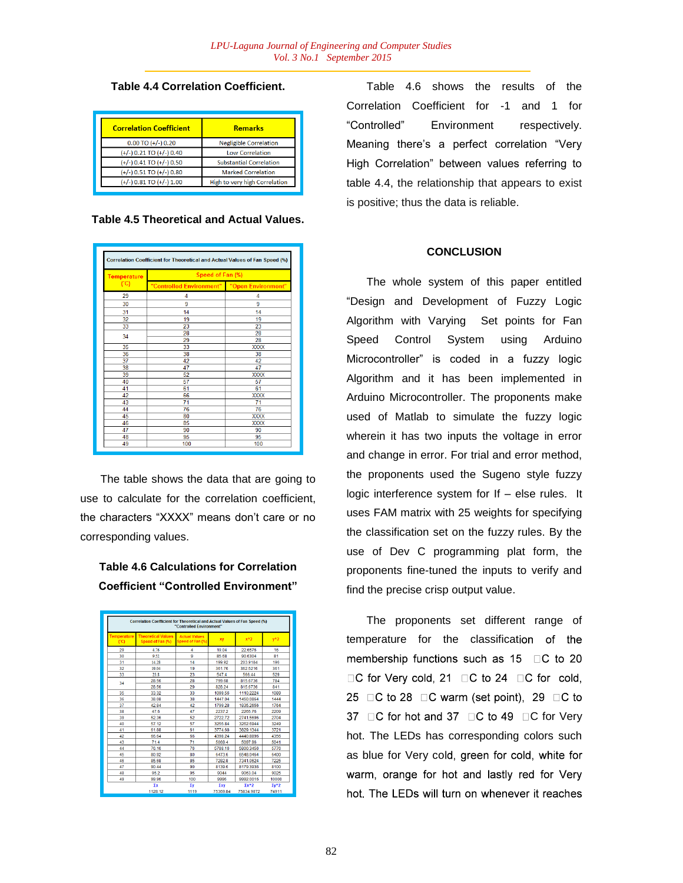**Table 4.4 Correlation Coefficient.**

| Correlation Coefficient | Remarks |
|---|---|
| 0.00 TO (+/-) 0.20 | Negligible Correlation |
| (+/-) 0.21 TO (+/-) 0.40 | Low Correlation |
| (+/-) 0.41 TO (+/-) 0.50 | Substantial Correlation |
| (+/-) 0.51 TO (+/-) 0.80 | Marked Correlation |
| (+/-) 0.81 TO (+/-) 1.00 | High to very high Correlation |

**Table 4.5 Theoretical and Actual Values.**

| Correlation Coefficient for Theoretical and Actual Values of Fan Speed (%) | | |
|---|---|---|
| Temperature (°C) | Speed of Fan (%) | |
| | "Controlled Environment" | "Open Environment" |
| 29 | 4 | 4 |
| 30 | 9 | 9 |
| 31 | 14 | 14 |
| 32 | 19 | 19 |
| 33 | 23 | 23 |
| 34 | 28 | 28 |
| | 29 | 28 |
| 35 | 33 | XXXX |
| 36 | 38 | 38 |
| 37 | 42 | 42 |
| 38 | 47 | 47 |
| 39 | 52 | XXXX |
| 40 | 57 | 57 |
| 41 | 61 | 61 |
| 42 | 66 | XXXX |
| 43 | 71 | 71 |
| 44 | 76 | 76 |
| 45 | 80 | XXXX |
| 46 | 85 | XXXX |
| 47 | 90 | 90 |
| 48 | 95 | 95 |
| 49 | 100 | 100 |

The table shows the data that are going to use to calculate for the correlation coefficient, the characters "XXXX" means don't care or no corresponding values.

**Table 4.6 Calculations for Correlation Coefficient "Controlled Environment"**

| Correlation Coefficient for Theoretical and Actual Values of Fan Speed (%) "Controlled Environment" | | | | | |
|---|---|---|---|---|---|
| Temperature (°C) | Theoretical Values Speed of Fan (%) | Actual Values Speed of Fan (%) | xy | x^2 | y^2 |
| 29 | 4.76 | 4 | 19.04 | 22.6576 | 16 |
| 30 | 9.52 | 9 | 85.68 | 90.6304 | 81 |
| 31 | 14.28 | 14 | 199.92 | 203.9184 | 196 |
| 32 | 19.04 | 19 | 361.76 | 362.5216 | 361 |
| 33 | 23.8 | 23 | 547.4 | 566.44 | 529 |
| 34 | 28.56 | 28 | 799.68 | 815.6736 | 784 |
| | 28.56 | 29 | 828.24 | 815.6736 | 841 |
| 35 | 33.32 | 33 | 1099.56 | 1110.2224 | 1089 |
| 36 | 38.08 | 38 | 1447.04 | 1450.0864 | 1444 |
| 37 | 42.84 | 42 | 1799.28 | 1835.2656 | 1764 |
| 38 | 47.6 | 47 | 2237.2 | 2265.76 | 2209 |
| 39 | 52.36 | 52 | 2722.72 | 2741.5696 | 2704 |
| 40 | 57.12 | 57 | 3255.84 | 3262.6944 | 3249 |
| 41 | 61.88 | 61 | 3774.68 | 3829.1344 | 3721 |
| 42 | 66.64 | 66 | 4398.24 | 4440.8896 | 4356 |
| 43 | 71.4 | 71 | 5069.4 | 5097.96 | 5041 |
| 44 | 76.16 | 76 | 5788.16 | 5800.3456 | 5776 |
| 45 | 80.92 | 80 | 6473.6 | 6548.0464 | 6400 |
| 46 | 85.68 | 85 | 7282.8 | 7341.0624 | 7225 |
| 47 | 90.44 | 90 | 8139.6 | 8179.3936 | 8100 |
| 48 | 95.2 | 95 | 9044 | 9063.04 | 9025 |
| 49 | 99.96 | 100 | 9996 | 9992.0016 | 10000 |
| | Σx | Σy | Σxy | Σx^2 | Σy^2 |
| | 1128.12 | 1119 | 75369.84 | 75834.9872 | 74911 |

Table 4.6 shows the results of the Correlation Coefficient for -1 and 1 for "Controlled" Environment respectively. Meaning there's a perfect correlation "Very High Correlation" between values referring to table 4.4, the relationship that appears to exist is positive; thus the data is reliable.

## CONCLUSION

The whole system of this paper entitled "Design and Development of Fuzzy Logic Algorithm with Varying Set points for Fan Speed Control System using Arduino Microcontroller" is coded in a fuzzy logic Algorithm and it has been implemented in Arduino Microcontroller. The proponents make used of Matlab to simulate the fuzzy logic wherein it has two inputs the voltage in error and change in error. For trial and error method, the proponents used the Sugeno style fuzzy logic interference system for If – else rules. It uses FAM matrix with 25 weights for specifying the classification set on the fuzzy rules. By the use of Dev C programming plat form, the proponents fine-tuned the inputs to verify and find the precise crisp output value.

The proponents set different range of temperature for the classification of the membership functions such as 15 □C to 20 □C for Very cold, 21 □C to 24 □C for cold, 25 □C to 28 □C warm (set point), 29 □C to 37 □C for hot and 37 □C to 49 □C for Very hot. The LEDs has corresponding colors such as blue for Very cold, green for cold, white for warm, orange for hot and lastly red for Very hot. The LEDs will turn on whenever it reaches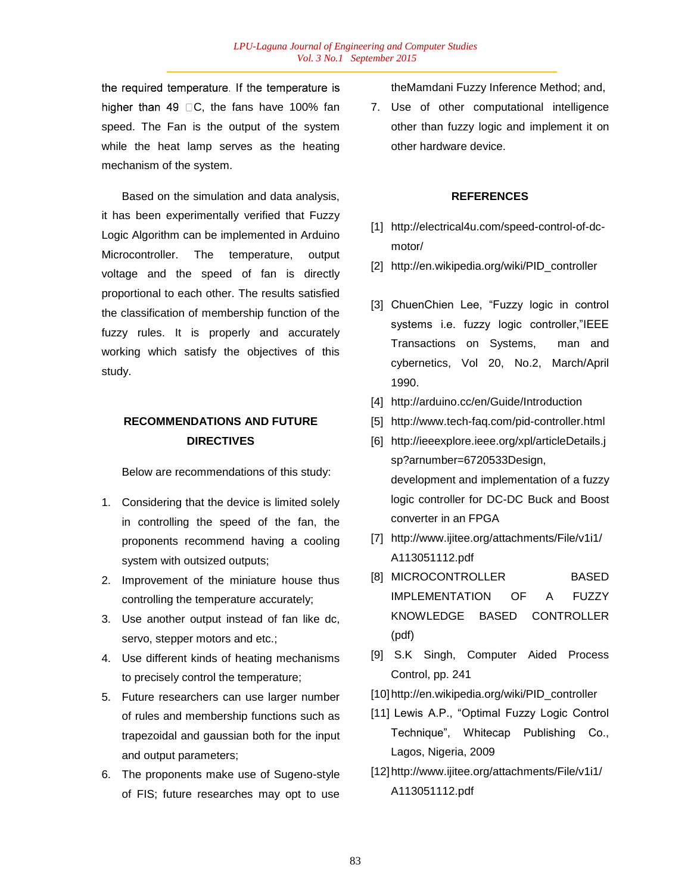the required temperature. If the temperature is higher than 49 □C, the fans have 100% fan speed. The Fan is the output of the system while the heat lamp serves as the heating mechanism of the system.

Based on the simulation and data analysis, it has been experimentally verified that Fuzzy Logic Algorithm can be implemented in Arduino Microcontroller. The temperature, output voltage and the speed of fan is directly proportional to each other. The results satisfied the classification of membership function of the fuzzy rules. It is properly and accurately working which satisfy the objectives of this study.

## RECOMMENDATIONS AND FUTURE DIRECTIVES

Below are recommendations of this study:

1. Considering that the device is limited solely in controlling the speed of the fan, the proponents recommend having a cooling system with outsized outputs;
2. Improvement of the miniature house thus controlling the temperature accurately;
3. Use another output instead of fan like dc, servo, stepper motors and etc.;
4. Use different kinds of heating mechanisms to precisely control the temperature;
5. Future researchers can use larger number of rules and membership functions such as trapezoidal and gaussian both for the input and output parameters;
6. The proponents make use of Sugeno-style of FIS; future researches may opt to use theMamdani Fuzzy Inference Method; and,
7. Use of other computational intelligence other than fuzzy logic and implement it on other hardware device.

## REFERENCES

[1] http://electrical4u.com/speed-control-of-dc-motor/

[2] http://en.wikipedia.org/wiki/PID_controller

[3] ChuenChien Lee, "Fuzzy logic in control systems i.e. fuzzy logic controller,"IEEE Transactions on Systems, man and cybernetics, Vol 20, No.2, March/April 1990.

[4] http://arduino.cc/en/Guide/Introduction

[5] http://www.tech-faq.com/pid-controller.html

[6] http://ieeexplore.ieee.org/xpl/articleDetails.jsp?arnumber=6720533Design, development and implementation of a fuzzy logic controller for DC-DC Buck and Boost converter in an FPGA

[7] http://www.ijitee.org/attachments/File/v1i1/A113051112.pdf

[8] MICROCONTROLLER BASED IMPLEMENTATION OF A FUZZY KNOWLEDGE BASED CONTROLLER (pdf)

[9] S.K Singh, Computer Aided Process Control, pp. 241

[10] http://en.wikipedia.org/wiki/PID_controller

[11] Lewis A.P., "Optimal Fuzzy Logic Control Technique", Whitecap Publishing Co., Lagos, Nigeria, 2009

[12] http://www.ijitee.org/attachments/File/v1i1/A113051112.pdf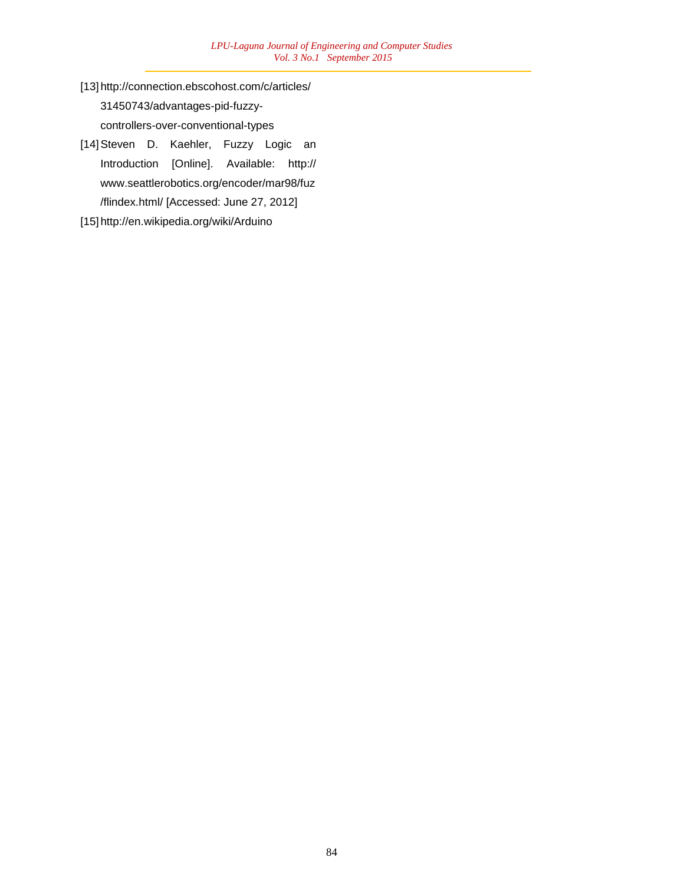[13] http://connection.ebscohost.com/c/articles/31450743/advantages-pid-fuzzy-controllers-over-conventional-types

[14] Steven D. Kaehler, Fuzzy Logic an Introduction [Online]. Available: http://www.seattlerobotics.org/encoder/mar98/fuz/flindex.html/ [Accessed: June 27, 2012]

[15] http://en.wikipedia.org/wiki/Arduino